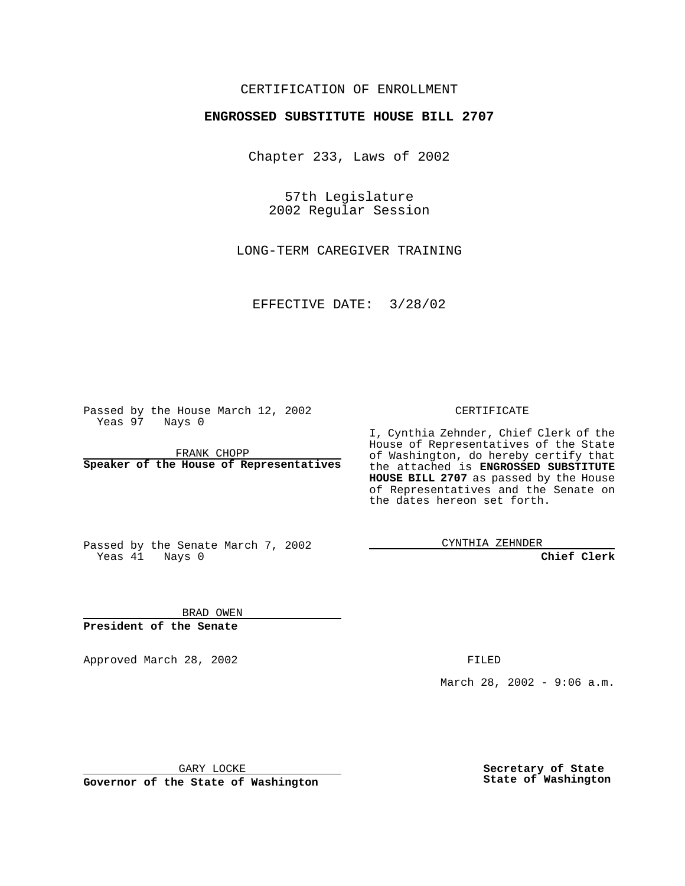CERTIFICATION OF ENROLLMENT

**ENGROSSED SUBSTITUTE HOUSE BILL 2707**

Chapter 233, Laws of 2002

57th Legislature
2002 Regular Session

LONG-TERM CAREGIVER TRAINING

EFFECTIVE DATE: 3/28/02

Passed by the House March 12, 2002
Yeas 97 Nays 0

FRANK CHOPP
**Speaker of the House of Representatives**

Passed by the Senate March 7, 2002
Yeas 41 Nays 0

BRAD OWEN
**President of the Senate**

CERTIFICATE

I, Cynthia Zehnder, Chief Clerk of the House of Representatives of the State of Washington, do hereby certify that the attached is **ENGROSSED SUBSTITUTE HOUSE BILL 2707** as passed by the House of Representatives and the Senate on the dates hereon set forth.

CYNTHIA ZEHNDER
**Chief Clerk**

Approved March 28, 2002

FILED

March 28, 2002 - 9:06 a.m.

GARY LOCKE
**Governor of the State of Washington**

**Secretary of State**
**State of Washington**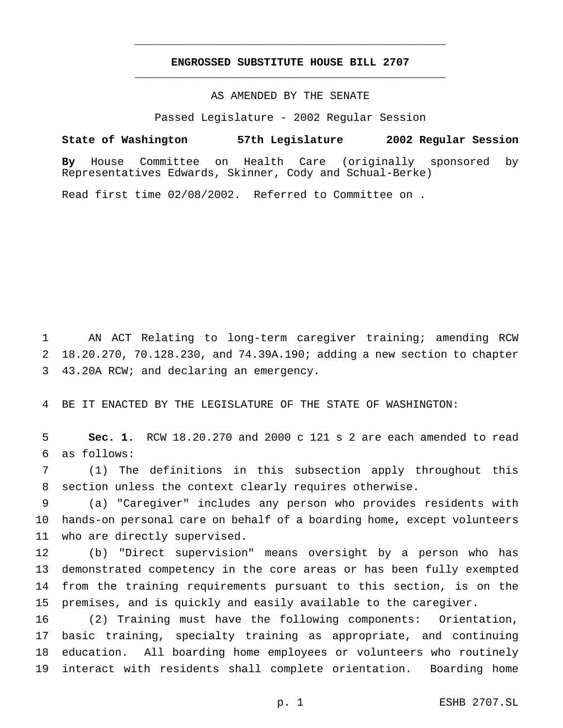# ENGROSSED SUBSTITUTE HOUSE BILL 2707

AS AMENDED BY THE SENATE

Passed Legislature - 2002 Regular Session

**State of Washington 57th Legislature 2002 Regular Session**

**By** House Committee on Health Care (originally sponsored by Representatives Edwards, Skinner, Cody and Schual-Berke)

Read first time 02/08/2002. Referred to Committee on .

AN ACT Relating to long-term caregiver training; amending RCW 18.20.270, 70.128.230, and 74.39A.190; adding a new section to chapter 43.20A RCW; and declaring an emergency.

BE IT ENACTED BY THE LEGISLATURE OF THE STATE OF WASHINGTON:

**Sec. 1.** RCW 18.20.270 and 2000 c 121 s 2 are each amended to read as follows:

(1) The definitions in this subsection apply throughout this section unless the context clearly requires otherwise.

(a) "Caregiver" includes any person who provides residents with hands-on personal care on behalf of a boarding home, except volunteers who are directly supervised.

(b) "Direct supervision" means oversight by a person who has demonstrated competency in the core areas or has been fully exempted from the training requirements pursuant to this section, is on the premises, and is quickly and easily available to the caregiver.

(2) Training must have the following components: Orientation, basic training, specialty training as appropriate, and continuing education. All boarding home employees or volunteers who routinely interact with residents shall complete orientation. Boarding home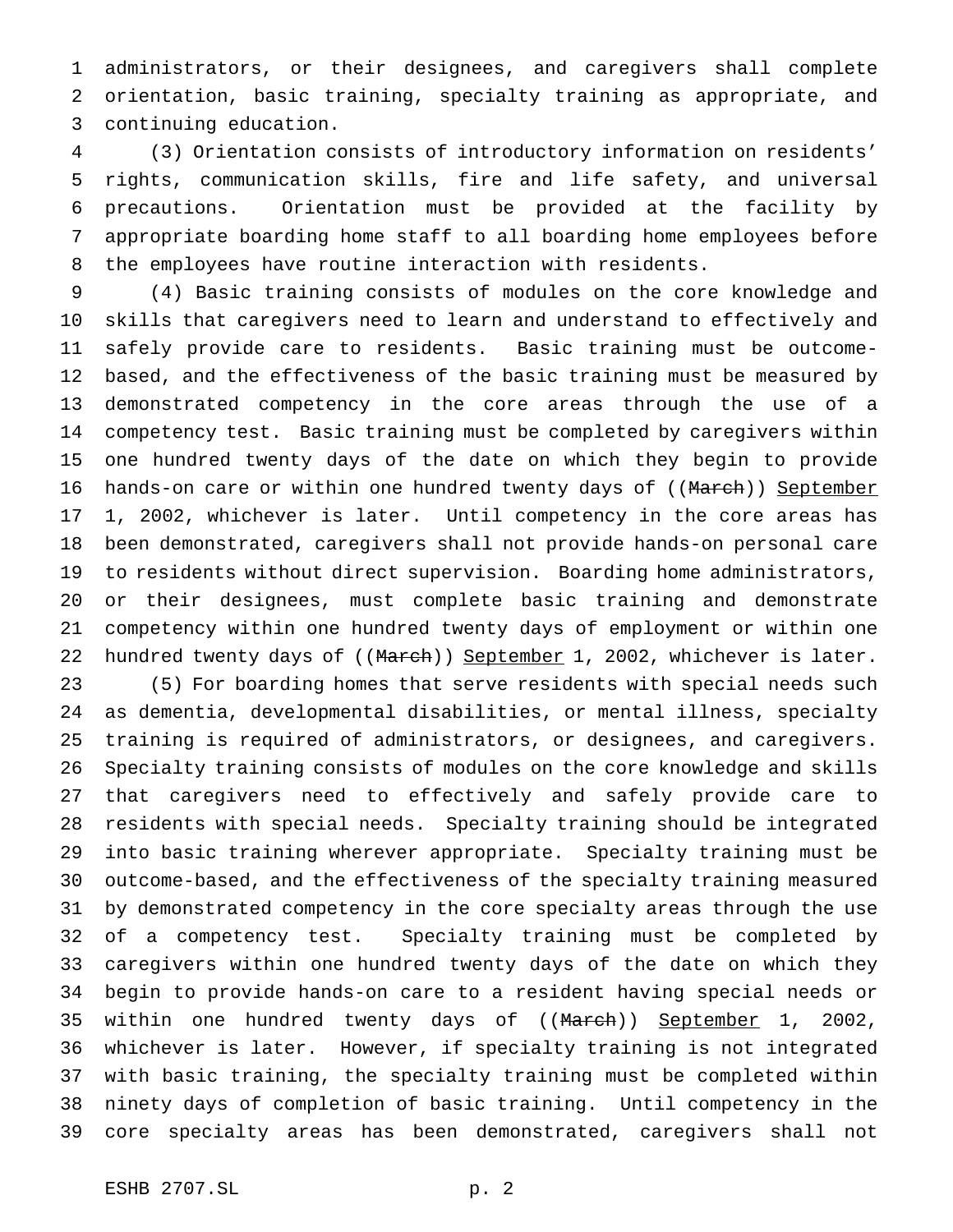administrators, or their designees, and caregivers shall complete orientation, basic training, specialty training as appropriate, and continuing education.

(3) Orientation consists of introductory information on residents' rights, communication skills, fire and life safety, and universal precautions. Orientation must be provided at the facility by appropriate boarding home staff to all boarding home employees before the employees have routine interaction with residents.

(4) Basic training consists of modules on the core knowledge and skills that caregivers need to learn and understand to effectively and safely provide care to residents. Basic training must be outcome-based, and the effectiveness of the basic training must be measured by demonstrated competency in the core areas through the use of a competency test. Basic training must be completed by caregivers within one hundred twenty days of the date on which they begin to provide hands-on care or within one hundred twenty days of ((~~March~~)) <u>September</u> 1, 2002, whichever is later. Until competency in the core areas has been demonstrated, caregivers shall not provide hands-on personal care to residents without direct supervision. Boarding home administrators, or their designees, must complete basic training and demonstrate competency within one hundred twenty days of employment or within one hundred twenty days of ((~~March~~)) <u>September</u> 1, 2002, whichever is later.

(5) For boarding homes that serve residents with special needs such as dementia, developmental disabilities, or mental illness, specialty training is required of administrators, or designees, and caregivers. Specialty training consists of modules on the core knowledge and skills that caregivers need to effectively and safely provide care to residents with special needs. Specialty training should be integrated into basic training wherever appropriate. Specialty training must be outcome-based, and the effectiveness of the specialty training measured by demonstrated competency in the core specialty areas through the use of a competency test. Specialty training must be completed by caregivers within one hundred twenty days of the date on which they begin to provide hands-on care to a resident having special needs or within one hundred twenty days of ((~~March~~)) <u>September</u> 1, 2002, whichever is later. However, if specialty training is not integrated with basic training, the specialty training must be completed within ninety days of completion of basic training. Until competency in the core specialty areas has been demonstrated, caregivers shall not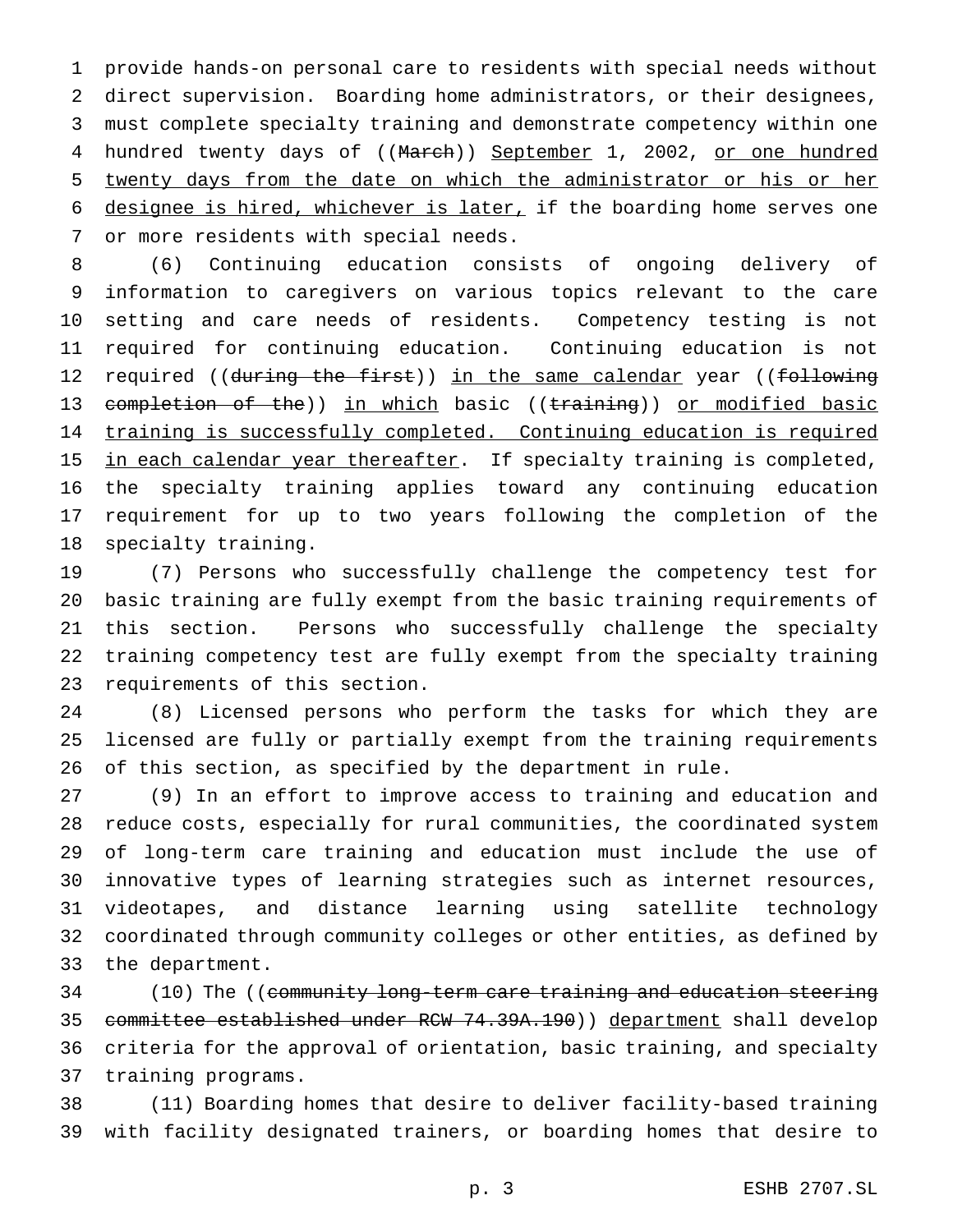provide hands-on personal care to residents with special needs without direct supervision. Boarding home administrators, or their designees, must complete specialty training and demonstrate competency within one hundred twenty days of ((~~March~~)) <u>September</u> 1, 2002, <u>or one hundred twenty days from the date on which the administrator or his or her designee is hired, whichever is later,</u> if the boarding home serves one or more residents with special needs.

(6) Continuing education consists of ongoing delivery of information to caregivers on various topics relevant to the care setting and care needs of residents. Competency testing is not required for continuing education. Continuing education is not required ((~~during the first~~)) <u>in the same calendar</u> year ((~~following completion of the~~)) <u>in which</u> basic ((~~training~~)) <u>or modified basic training is successfully completed. Continuing education is required in each calendar year thereafter</u>. If specialty training is completed, the specialty training applies toward any continuing education requirement for up to two years following the completion of the specialty training.

(7) Persons who successfully challenge the competency test for basic training are fully exempt from the basic training requirements of this section. Persons who successfully challenge the specialty training competency test are fully exempt from the specialty training requirements of this section.

(8) Licensed persons who perform the tasks for which they are licensed are fully or partially exempt from the training requirements of this section, as specified by the department in rule.

(9) In an effort to improve access to training and education and reduce costs, especially for rural communities, the coordinated system of long-term care training and education must include the use of innovative types of learning strategies such as internet resources, videotapes, and distance learning using satellite technology coordinated through community colleges or other entities, as defined by the department.

(10) The ((~~community long-term care training and education steering committee established under RCW 74.39A.190~~)) <u>department</u> shall develop criteria for the approval of orientation, basic training, and specialty training programs.

(11) Boarding homes that desire to deliver facility-based training with facility designated trainers, or boarding homes that desire to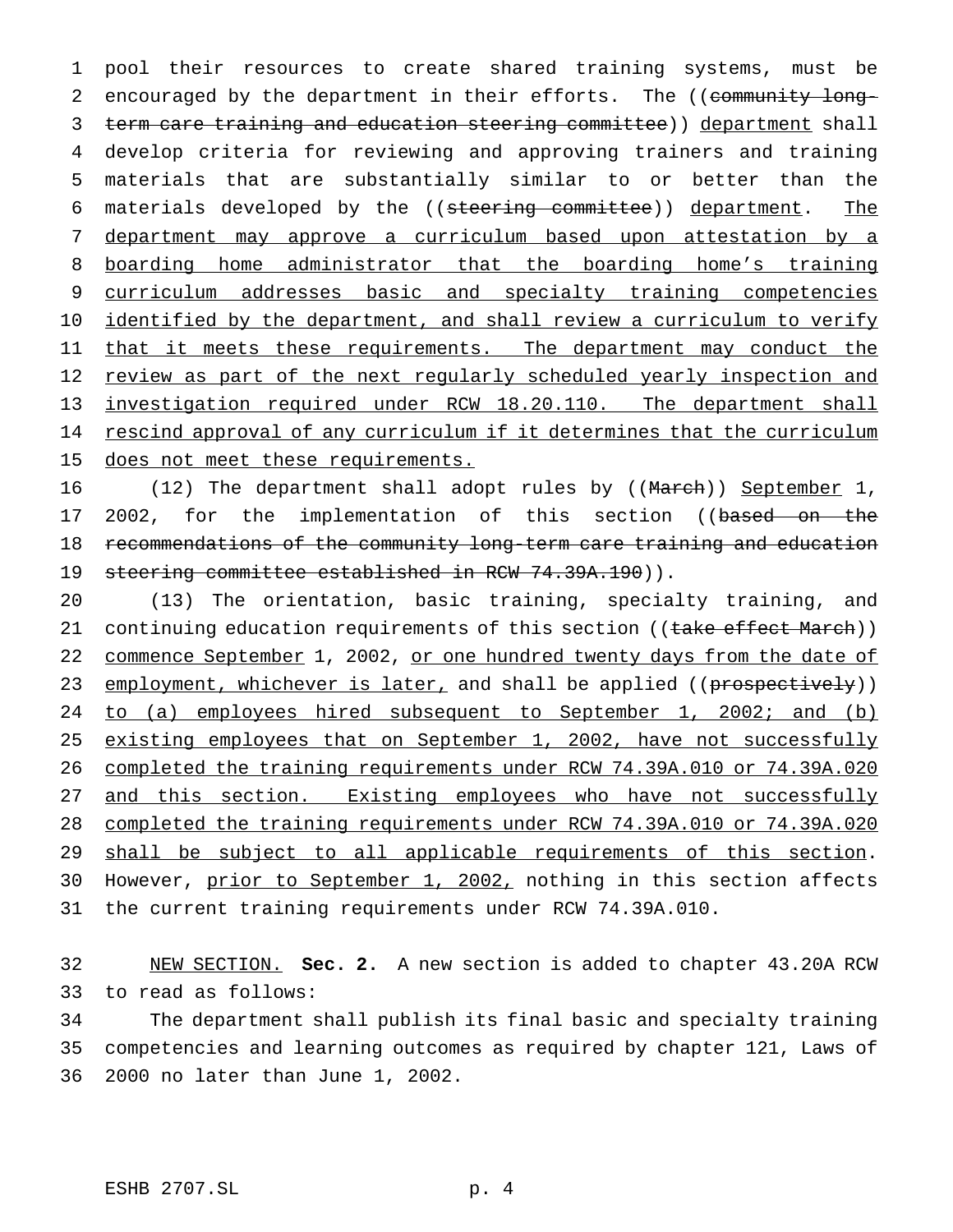pool their resources to create shared training systems, must be encouraged by the department in their efforts. The ((~~community long-term care training and education steering committee~~)) department shall develop criteria for reviewing and approving trainers and training materials that are substantially similar to or better than the materials developed by the ((~~steering committee~~)) department. The department may approve a curriculum based upon attestation by a boarding home administrator that the boarding home's training curriculum addresses basic and specialty training competencies identified by the department, and shall review a curriculum to verify that it meets these requirements. The department may conduct the review as part of the next regularly scheduled yearly inspection and investigation required under RCW 18.20.110. The department shall rescind approval of any curriculum if it determines that the curriculum does not meet these requirements.

(12) The department shall adopt rules by ((~~March~~)) September 1, 2002, for the implementation of this section ((~~based on the recommendations of the community long-term care training and education steering committee established in RCW 74.39A.190~~)).

(13) The orientation, basic training, specialty training, and continuing education requirements of this section ((~~take effect March~~)) commence September 1, 2002, or one hundred twenty days from the date of employment, whichever is later, and shall be applied ((~~prospectively~~)) to (a) employees hired subsequent to September 1, 2002; and (b) existing employees that on September 1, 2002, have not successfully completed the training requirements under RCW 74.39A.010 or 74.39A.020 and this section. Existing employees who have not successfully completed the training requirements under RCW 74.39A.010 or 74.39A.020 shall be subject to all applicable requirements of this section. However, prior to September 1, 2002, nothing in this section affects the current training requirements under RCW 74.39A.010.

NEW SECTION. **Sec. 2.** A new section is added to chapter 43.20A RCW to read as follows:

The department shall publish its final basic and specialty training competencies and learning outcomes as required by chapter 121, Laws of 2000 no later than June 1, 2002.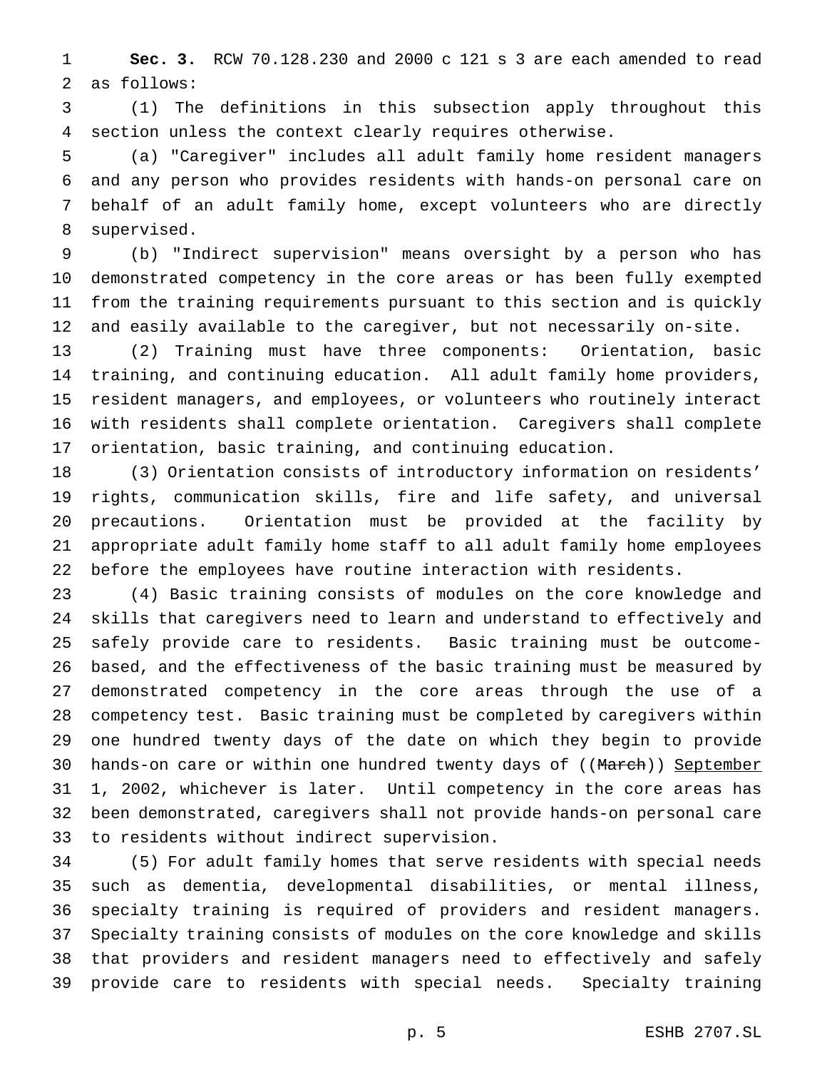**Sec. 3.** RCW 70.128.230 and 2000 c 121 s 3 are each amended to read as follows:

(1) The definitions in this subsection apply throughout this section unless the context clearly requires otherwise.

(a) "Caregiver" includes all adult family home resident managers and any person who provides residents with hands-on personal care on behalf of an adult family home, except volunteers who are directly supervised.

(b) "Indirect supervision" means oversight by a person who has demonstrated competency in the core areas or has been fully exempted from the training requirements pursuant to this section and is quickly and easily available to the caregiver, but not necessarily on-site.

(2) Training must have three components: Orientation, basic training, and continuing education. All adult family home providers, resident managers, and employees, or volunteers who routinely interact with residents shall complete orientation. Caregivers shall complete orientation, basic training, and continuing education.

(3) Orientation consists of introductory information on residents' rights, communication skills, fire and life safety, and universal precautions. Orientation must be provided at the facility by appropriate adult family home staff to all adult family home employees before the employees have routine interaction with residents.

(4) Basic training consists of modules on the core knowledge and skills that caregivers need to learn and understand to effectively and safely provide care to residents. Basic training must be outcome-based, and the effectiveness of the basic training must be measured by demonstrated competency in the core areas through the use of a competency test. Basic training must be completed by caregivers within one hundred twenty days of the date on which they begin to provide hands-on care or within one hundred twenty days of ((~~March~~)) <u>September</u> 1, 2002, whichever is later. Until competency in the core areas has been demonstrated, caregivers shall not provide hands-on personal care to residents without indirect supervision.

(5) For adult family homes that serve residents with special needs such as dementia, developmental disabilities, or mental illness, specialty training is required of providers and resident managers. Specialty training consists of modules on the core knowledge and skills that providers and resident managers need to effectively and safely provide care to residents with special needs. Specialty training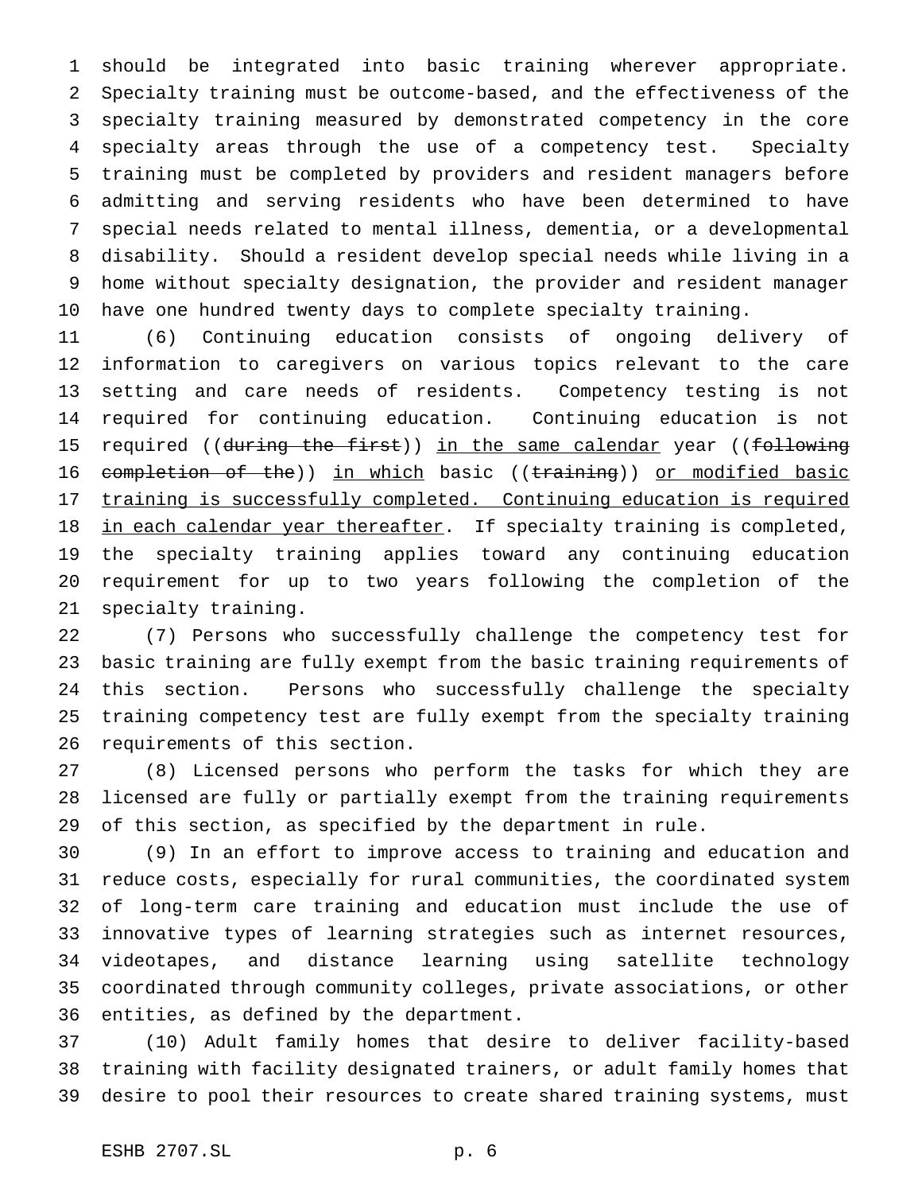should be integrated into basic training wherever appropriate. Specialty training must be outcome-based, and the effectiveness of the specialty training measured by demonstrated competency in the core specialty areas through the use of a competency test. Specialty training must be completed by providers and resident managers before admitting and serving residents who have been determined to have special needs related to mental illness, dementia, or a developmental disability. Should a resident develop special needs while living in a home without specialty designation, the provider and resident manager have one hundred twenty days to complete specialty training.

(6) Continuing education consists of ongoing delivery of information to caregivers on various topics relevant to the care setting and care needs of residents. Competency testing is not required for continuing education. Continuing education is not required ((~~during the first~~)) <u>in the same calendar</u> year ((~~following completion of the~~)) <u>in which</u> basic ((~~training~~)) <u>or modified basic training is successfully completed. Continuing education is required in each calendar year thereafter</u>. If specialty training is completed, the specialty training applies toward any continuing education requirement for up to two years following the completion of the specialty training.

(7) Persons who successfully challenge the competency test for basic training are fully exempt from the basic training requirements of this section. Persons who successfully challenge the specialty training competency test are fully exempt from the specialty training requirements of this section.

(8) Licensed persons who perform the tasks for which they are licensed are fully or partially exempt from the training requirements of this section, as specified by the department in rule.

(9) In an effort to improve access to training and education and reduce costs, especially for rural communities, the coordinated system of long-term care training and education must include the use of innovative types of learning strategies such as internet resources, videotapes, and distance learning using satellite technology coordinated through community colleges, private associations, or other entities, as defined by the department.

(10) Adult family homes that desire to deliver facility-based training with facility designated trainers, or adult family homes that desire to pool their resources to create shared training systems, must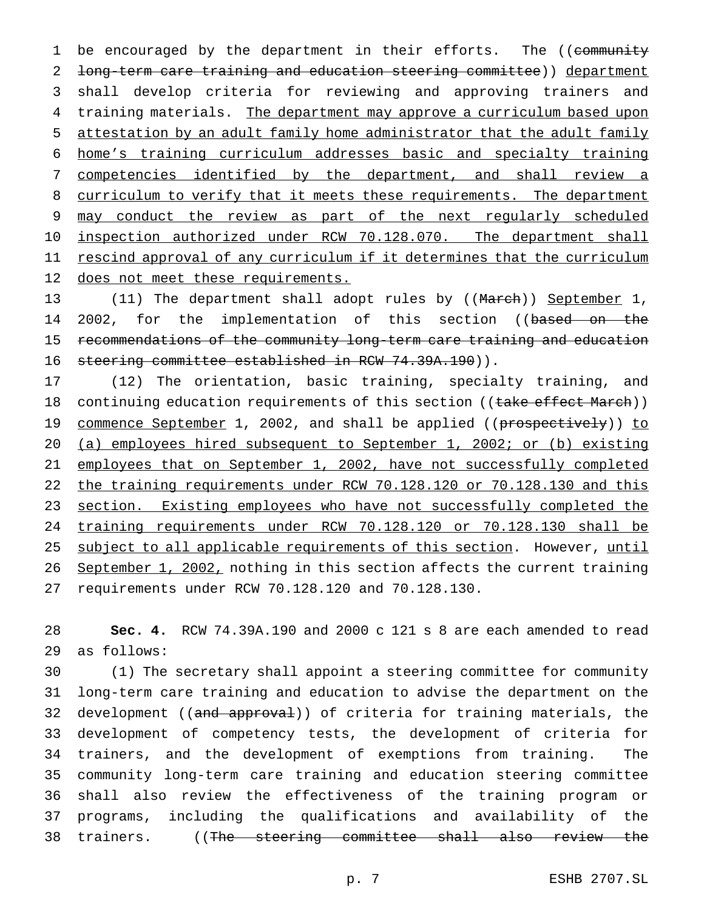be encouraged by the department in their efforts. The ((~~community long-term care training and education steering committee~~)) <u>department</u> shall develop criteria for reviewing and approving trainers and training materials. <u>The department may approve a curriculum based upon attestation by an adult family home administrator that the adult family home's training curriculum addresses basic and specialty training competencies identified by the department, and shall review a curriculum to verify that it meets these requirements. The department may conduct the review as part of the next regularly scheduled inspection authorized under RCW 70.128.070. The department shall rescind approval of any curriculum if it determines that the curriculum does not meet these requirements.</u>

(11) The department shall adopt rules by ((~~March~~)) <u>September</u> 1, 2002, for the implementation of this section ((~~based on the recommendations of the community long-term care training and education steering committee established in RCW 74.39A.190~~)).

(12) The orientation, basic training, specialty training, and continuing education requirements of this section ((~~take effect March~~)) <u>commence September</u> 1, 2002, and shall be applied ((~~prospectively~~)) <u>to (a) employees hired subsequent to September 1, 2002; or (b) existing employees that on September 1, 2002, have not successfully completed the training requirements under RCW 70.128.120 or 70.128.130 and this section. Existing employees who have not successfully completed the training requirements under RCW 70.128.120 or 70.128.130 shall be subject to all applicable requirements of this section</u>. However, <u>until September 1, 2002,</u> nothing in this section affects the current training requirements under RCW 70.128.120 and 70.128.130.

**Sec. 4.** RCW 74.39A.190 and 2000 c 121 s 8 are each amended to read as follows:

(1) The secretary shall appoint a steering committee for community long-term care training and education to advise the department on the development ((~~and approval~~)) of criteria for training materials, the development of competency tests, the development of criteria for trainers, and the development of exemptions from training. The community long-term care training and education steering committee shall also review the effectiveness of the training program or programs, including the qualifications and availability of the trainers. ((~~The steering committee shall also review the~~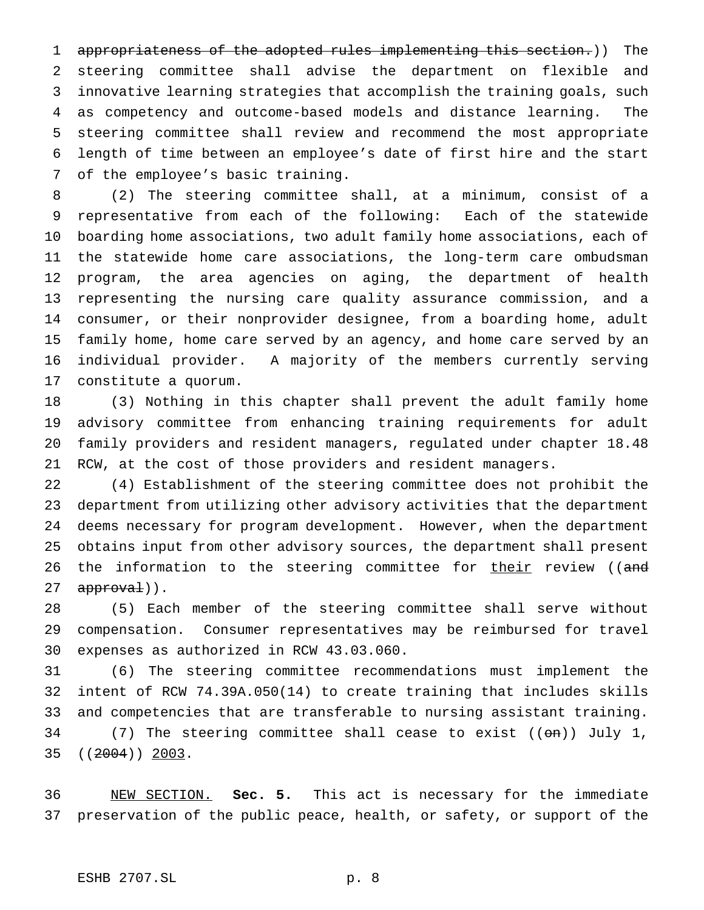~~appropriateness of the adopted rules implementing this section.~~)) The steering committee shall advise the department on flexible and innovative learning strategies that accomplish the training goals, such as competency and outcome-based models and distance learning. The steering committee shall review and recommend the most appropriate length of time between an employee's date of first hire and the start of the employee's basic training.

(2) The steering committee shall, at a minimum, consist of a representative from each of the following: Each of the statewide boarding home associations, two adult family home associations, each of the statewide home care associations, the long-term care ombudsman program, the area agencies on aging, the department of health representing the nursing care quality assurance commission, and a consumer, or their nonprovider designee, from a boarding home, adult family home, home care served by an agency, and home care served by an individual provider. A majority of the members currently serving constitute a quorum.

(3) Nothing in this chapter shall prevent the adult family home advisory committee from enhancing training requirements for adult family providers and resident managers, regulated under chapter 18.48 RCW, at the cost of those providers and resident managers.

(4) Establishment of the steering committee does not prohibit the department from utilizing other advisory activities that the department deems necessary for program development. However, when the department obtains input from other advisory sources, the department shall present the information to the steering committee for <u>their</u> review ((~~and approval~~)).

(5) Each member of the steering committee shall serve without compensation. Consumer representatives may be reimbursed for travel expenses as authorized in RCW 43.03.060.

(6) The steering committee recommendations must implement the intent of RCW 74.39A.050(14) to create training that includes skills and competencies that are transferable to nursing assistant training.

(7) The steering committee shall cease to exist ((~~on~~)) July 1, ((~~2004~~)) <u>2003</u>.

<u>NEW SECTION.</u> **Sec. 5.** This act is necessary for the immediate preservation of the public peace, health, or safety, or support of the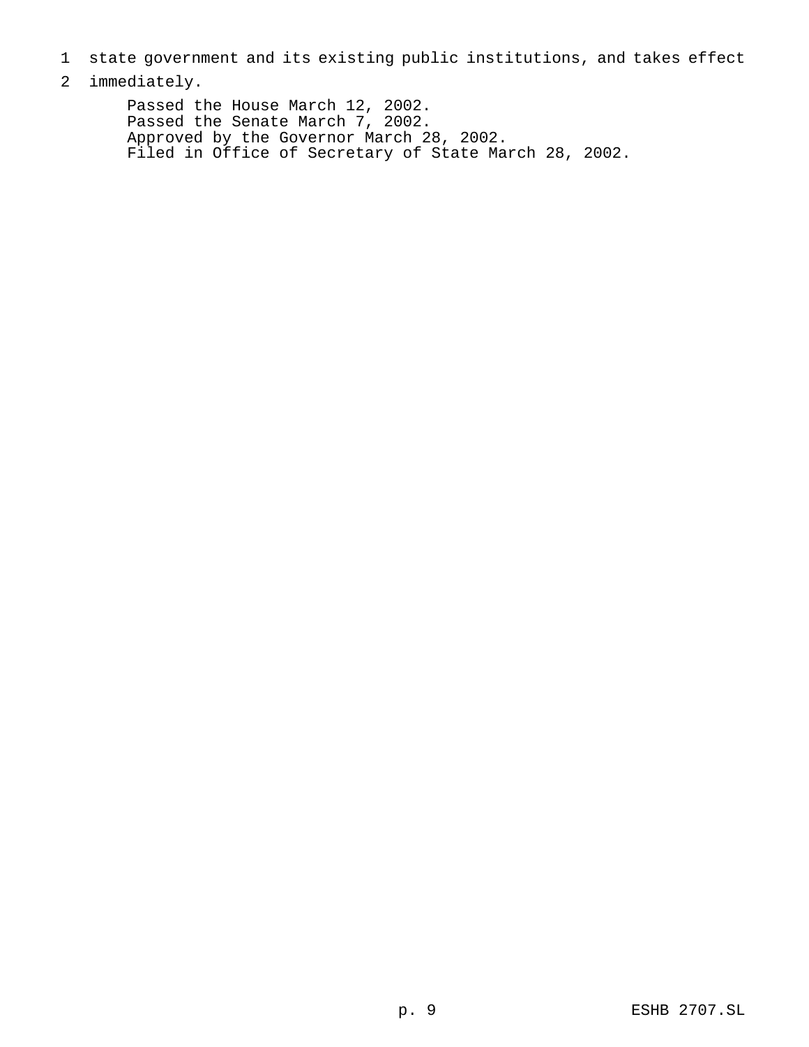state government and its existing public institutions, and takes effect immediately.

Passed the House March 12, 2002.
Passed the Senate March 7, 2002.
Approved by the Governor March 28, 2002.
Filed in Office of Secretary of State March 28, 2002.